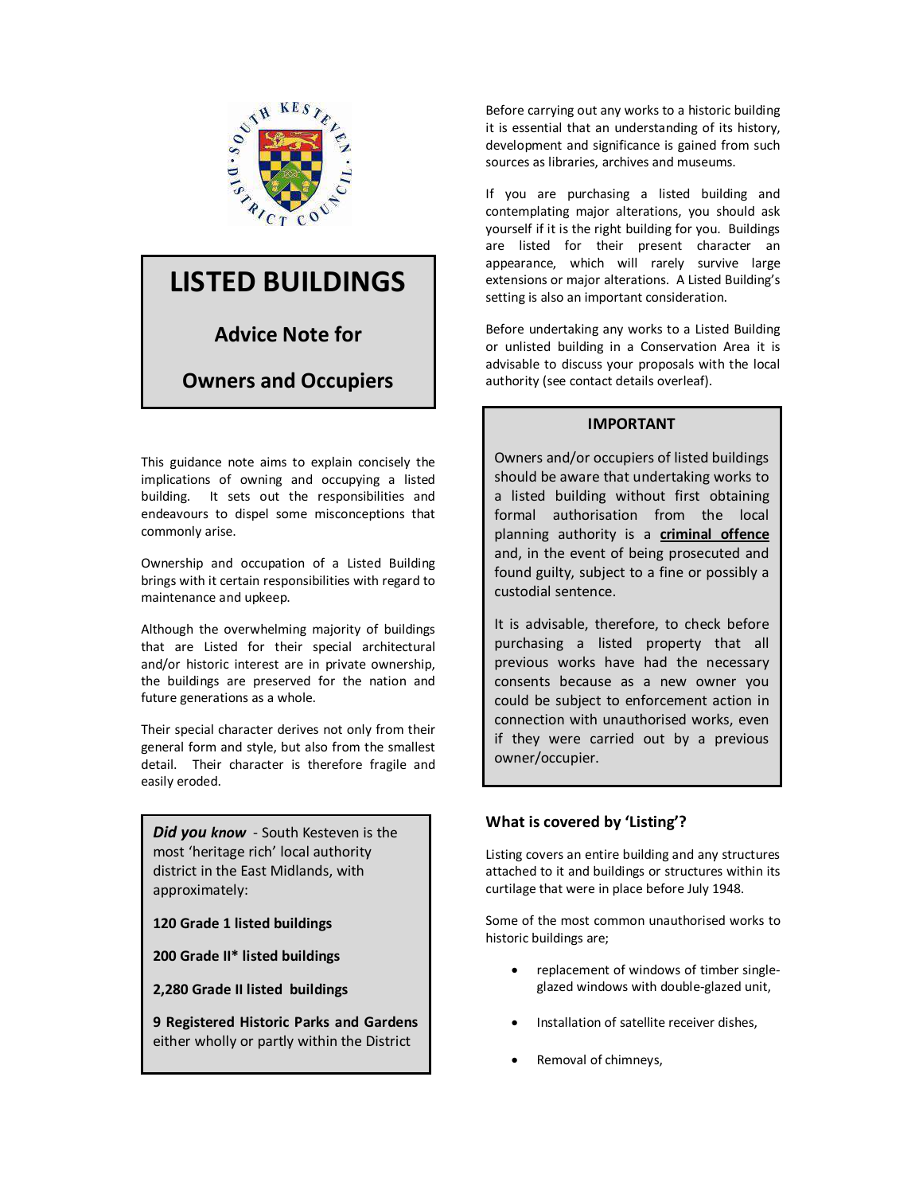# LISTED BUILDINGS

## Advice Note for

## Owners and Occupiers

This guidance note aims to explain concisely the implications of owning and occupying a listed building. It sets out the responsibilities and endeavours to dispel some misconceptions that commonly arise.

Ownership and occupation of a Listed Building brings with it certain responsibilities with regard to maintenance and upkeep.

Although the overwhelming majority of buildings that are Listed for their special architectural and/or historic interest are in private ownership, the buildings are preserved for the nation and future generations as a whole.

Their special character derives not only from their general form and style, but also from the smallest detail. Their character is therefore fragile and easily eroded.

***Did you know*** - South Kesteven is the most 'heritage rich' local authority district in the East Midlands, with approximately:

**120 Grade 1 listed buildings**

**200 Grade II* listed buildings**

**2,280 Grade II listed buildings**

**9 Registered Historic Parks and Gardens** either wholly or partly within the District

Before carrying out any works to a historic building it is essential that an understanding of its history, development and significance is gained from such sources as libraries, archives and museums.

If you are purchasing a listed building and contemplating major alterations, you should ask yourself if it is the right building for you. Buildings are listed for their present character an appearance, which will rarely survive large extensions or major alterations. A Listed Building's setting is also an important consideration.

Before undertaking any works to a Listed Building or unlisted building in a Conservation Area it is advisable to discuss your proposals with the local authority (see contact details overleaf).

**IMPORTANT**

Owners and/or occupiers of listed buildings should be aware that undertaking works to a listed building without first obtaining formal authorisation from the local planning authority is a **criminal offence** and, in the event of being prosecuted and found guilty, subject to a fine or possibly a custodial sentence.

It is advisable, therefore, to check before purchasing a listed property that all previous works have had the necessary consents because as a new owner you could be subject to enforcement action in connection with unauthorised works, even if they were carried out by a previous owner/occupier.

### What is covered by 'Listing'?

Listing covers an entire building and any structures attached to it and buildings or structures within its curtilage that were in place before July 1948.

Some of the most common unauthorised works to historic buildings are;

- replacement of windows of timber single-glazed windows with double-glazed unit,
- Installation of satellite receiver dishes,
- Removal of chimneys,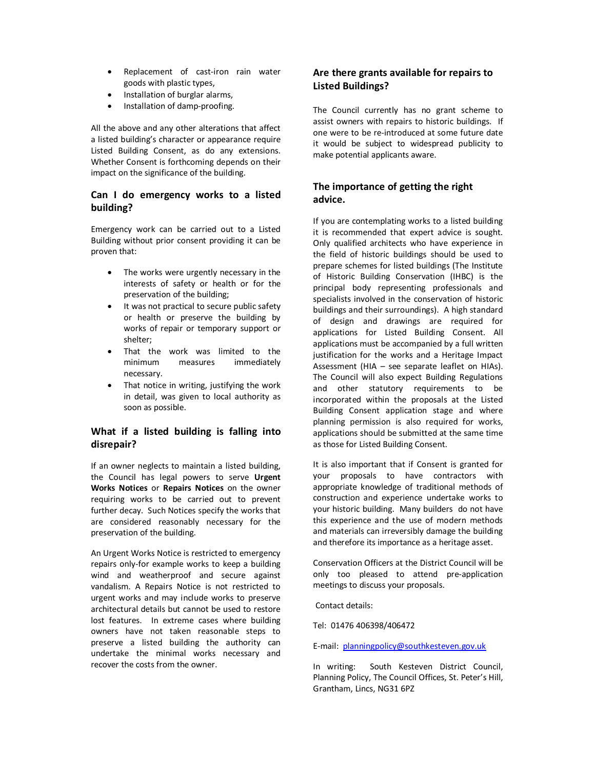- Replacement of cast-iron rain water goods with plastic types,
- Installation of burglar alarms,
- Installation of damp-proofing.

All the above and any other alterations that affect a listed building's character or appearance require Listed Building Consent, as do any extensions. Whether Consent is forthcoming depends on their impact on the significance of the building.

## Can I do emergency works to a listed building?

Emergency work can be carried out to a Listed Building without prior consent providing it can be proven that:

- The works were urgently necessary in the interests of safety or health or for the preservation of the building;
- It was not practical to secure public safety or health or preserve the building by works of repair or temporary support or shelter;
- That the work was limited to the minimum measures immediately necessary.
- That notice in writing, justifying the work in detail, was given to local authority as soon as possible.

## What if a listed building is falling into disrepair?

If an owner neglects to maintain a listed building, the Council has legal powers to serve **Urgent Works Notices** or **Repairs Notices** on the owner requiring works to be carried out to prevent further decay. Such Notices specify the works that are considered reasonably necessary for the preservation of the building.

An Urgent Works Notice is restricted to emergency repairs only-for example works to keep a building wind and weatherproof and secure against vandalism. A Repairs Notice is not restricted to urgent works and may include works to preserve architectural details but cannot be used to restore lost features. In extreme cases where building owners have not taken reasonable steps to preserve a listed building the authority can undertake the minimal works necessary and recover the costs from the owner.

## Are there grants available for repairs to Listed Buildings?

The Council currently has no grant scheme to assist owners with repairs to historic buildings. If one were to be re-introduced at some future date it would be subject to widespread publicity to make potential applicants aware.

## The importance of getting the right advice.

If you are contemplating works to a listed building it is recommended that expert advice is sought. Only qualified architects who have experience in the field of historic buildings should be used to prepare schemes for listed buildings (The Institute of Historic Building Conservation (IHBC) is the principal body representing professionals and specialists involved in the conservation of historic buildings and their surroundings). A high standard of design and drawings are required for applications for Listed Building Consent. All applications must be accompanied by a full written justification for the works and a Heritage Impact Assessment (HIA – see separate leaflet on HIAs). The Council will also expect Building Regulations and other statutory requirements to be incorporated within the proposals at the Listed Building Consent application stage and where planning permission is also required for works, applications should be submitted at the same time as those for Listed Building Consent.

It is also important that if Consent is granted for your proposals to have contractors with appropriate knowledge of traditional methods of construction and experience undertake works to your historic building. Many builders do not have this experience and the use of modern methods and materials can irreversibly damage the building and therefore its importance as a heritage asset.

Conservation Officers at the District Council will be only too pleased to attend pre-application meetings to discuss your proposals.

Contact details:

Tel: 01476 406398/406472

E-mail: planningpolicy@southkesteven.gov.uk

In writing: South Kesteven District Council, Planning Policy, The Council Offices, St. Peter's Hill, Grantham, Lincs, NG31 6PZ